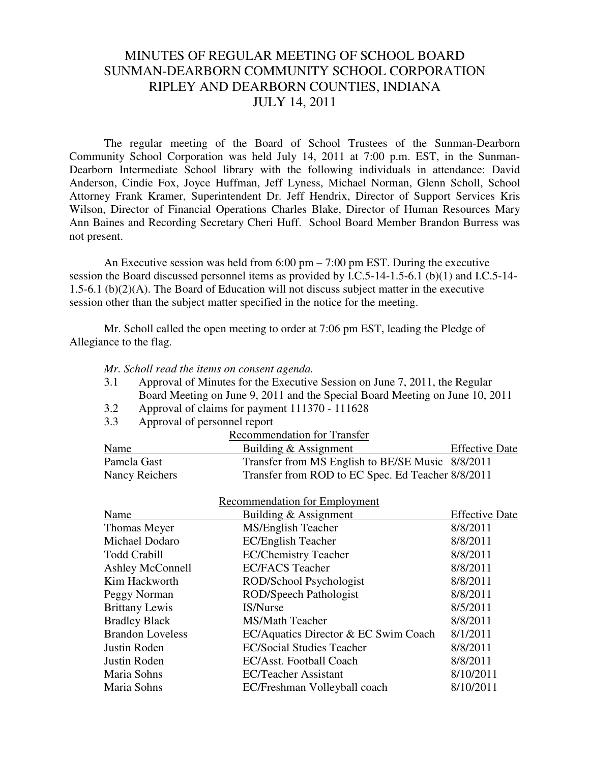# MINUTES OF REGULAR MEETING OF SCHOOL BOARD
# SUNMAN-DEARBORN COMMUNITY SCHOOL CORPORATION
# RIPLEY AND DEARBORN COUNTIES, INDIANA
# JULY 14, 2011

The regular meeting of the Board of School Trustees of the Sunman-Dearborn Community School Corporation was held July 14, 2011 at 7:00 p.m. EST, in the Sunman-Dearborn Intermediate School library with the following individuals in attendance: David Anderson, Cindie Fox, Joyce Huffman, Jeff Lyness, Michael Norman, Glenn Scholl, School Attorney Frank Kramer, Superintendent Dr. Jeff Hendrix, Director of Support Services Kris Wilson, Director of Financial Operations Charles Blake, Director of Human Resources Mary Ann Baines and Recording Secretary Cheri Huff. School Board Member Brandon Burress was not present.

An Executive session was held from 6:00 pm – 7:00 pm EST. During the executive session the Board discussed personnel items as provided by I.C.5-14-1.5-6.1 (b)(1) and I.C.5-14-1.5-6.1 (b)(2)(A). The Board of Education will not discuss subject matter in the executive session other than the subject matter specified in the notice for the meeting.

Mr. Scholl called the open meeting to order at 7:06 pm EST, leading the Pledge of Allegiance to the flag.

*Mr. Scholl read the items on consent agenda.*

3.1 Approval of Minutes for the Executive Session on June 7, 2011, the Regular Board Meeting on June 9, 2011 and the Special Board Meeting on June 10, 2011

3.2 Approval of claims for payment 111370 - 111628

3.3 Approval of personnel report

Recommendation for Transfer

| Name | Building & Assignment | Effective Date |
|---|---|---|
| Pamela Gast | Transfer from MS English to BE/SE Music | 8/8/2011 |
| Nancy Reichers | Transfer from ROD to EC Spec. Ed Teacher | 8/8/2011 |

Recommendation for Employment

| Name | Building & Assignment | Effective Date |
|---|---|---|
| Thomas Meyer | MS/English Teacher | 8/8/2011 |
| Michael Dodaro | EC/English Teacher | 8/8/2011 |
| Todd Crabill | EC/Chemistry Teacher | 8/8/2011 |
| Ashley McConnell | EC/FACS Teacher | 8/8/2011 |
| Kim Hackworth | ROD/School Psychologist | 8/8/2011 |
| Peggy Norman | ROD/Speech Pathologist | 8/8/2011 |
| Brittany Lewis | IS/Nurse | 8/5/2011 |
| Bradley Black | MS/Math Teacher | 8/8/2011 |
| Brandon Loveless | EC/Aquatics Director & EC Swim Coach | 8/1/2011 |
| Justin Roden | EC/Social Studies Teacher | 8/8/2011 |
| Justin Roden | EC/Asst. Football Coach | 8/8/2011 |
| Maria Sohns | EC/Teacher Assistant | 8/10/2011 |
| Maria Sohns | EC/Freshman Volleyball coach | 8/10/2011 |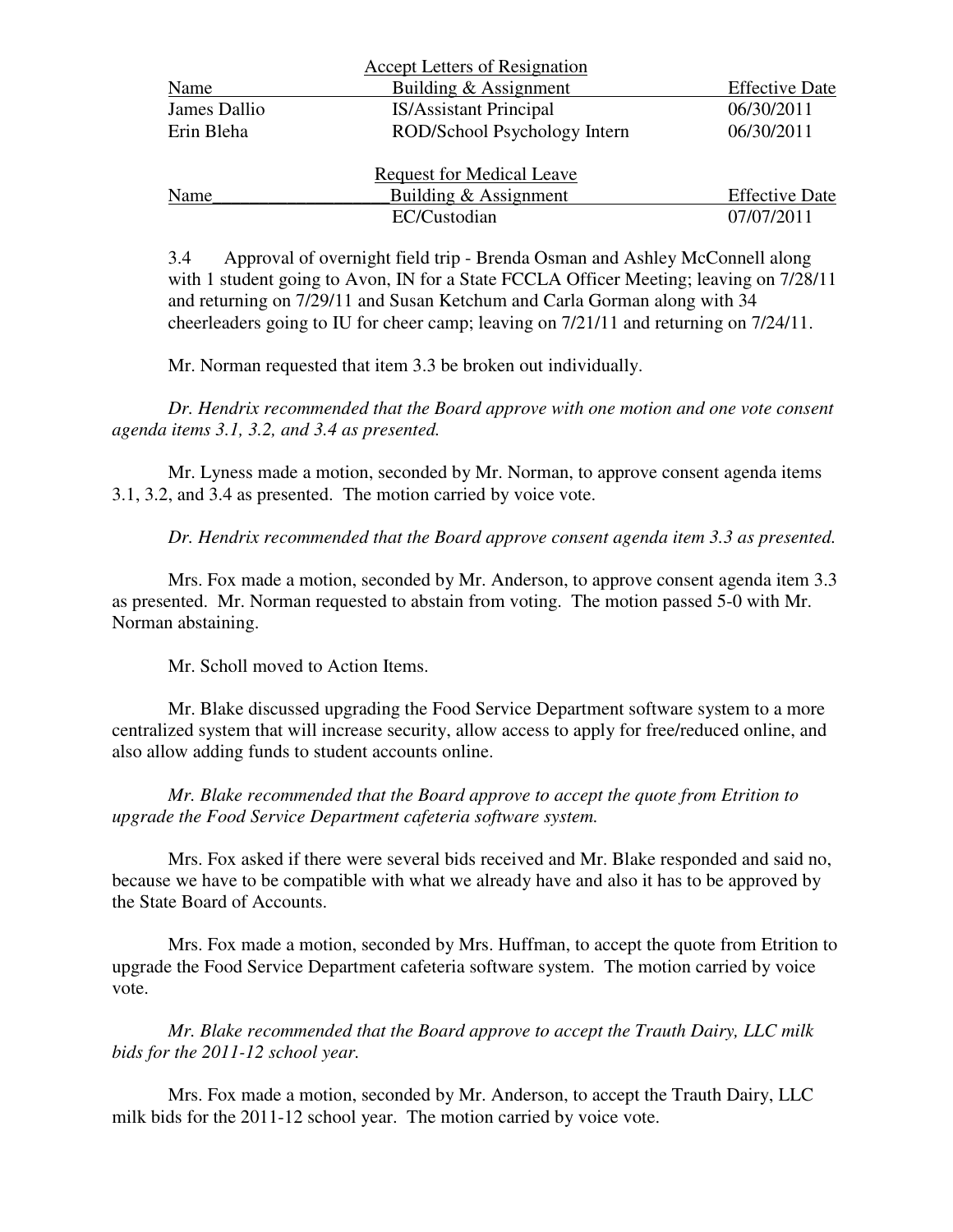Accept Letters of Resignation

| Name | Building & Assignment | Effective Date |
|---|---|---|
| James Dallio | IS/Assistant Principal | 06/30/2011 |
| Erin Bleha | ROD/School Psychology Intern | 06/30/2011 |

Request for Medical Leave

| Name | Building & Assignment | Effective Date |
|---|---|---|
| | EC/Custodian | 07/07/2011 |

3.4 Approval of overnight field trip - Brenda Osman and Ashley McConnell along with 1 student going to Avon, IN for a State FCCLA Officer Meeting; leaving on 7/28/11 and returning on 7/29/11 and Susan Ketchum and Carla Gorman along with 34 cheerleaders going to IU for cheer camp; leaving on 7/21/11 and returning on 7/24/11.

Mr. Norman requested that item 3.3 be broken out individually.

*Dr. Hendrix recommended that the Board approve with one motion and one vote consent agenda items 3.1, 3.2, and 3.4 as presented.*

Mr. Lyness made a motion, seconded by Mr. Norman, to approve consent agenda items 3.1, 3.2, and 3.4 as presented. The motion carried by voice vote.

*Dr. Hendrix recommended that the Board approve consent agenda item 3.3 as presented.*

Mrs. Fox made a motion, seconded by Mr. Anderson, to approve consent agenda item 3.3 as presented. Mr. Norman requested to abstain from voting. The motion passed 5-0 with Mr. Norman abstaining.

Mr. Scholl moved to Action Items.

Mr. Blake discussed upgrading the Food Service Department software system to a more centralized system that will increase security, allow access to apply for free/reduced online, and also allow adding funds to student accounts online.

*Mr. Blake recommended that the Board approve to accept the quote from Etrition to upgrade the Food Service Department cafeteria software system.*

Mrs. Fox asked if there were several bids received and Mr. Blake responded and said no, because we have to be compatible with what we already have and also it has to be approved by the State Board of Accounts.

Mrs. Fox made a motion, seconded by Mrs. Huffman, to accept the quote from Etrition to upgrade the Food Service Department cafeteria software system. The motion carried by voice vote.

*Mr. Blake recommended that the Board approve to accept the Trauth Dairy, LLC milk bids for the 2011-12 school year.*

Mrs. Fox made a motion, seconded by Mr. Anderson, to accept the Trauth Dairy, LLC milk bids for the 2011-12 school year. The motion carried by voice vote.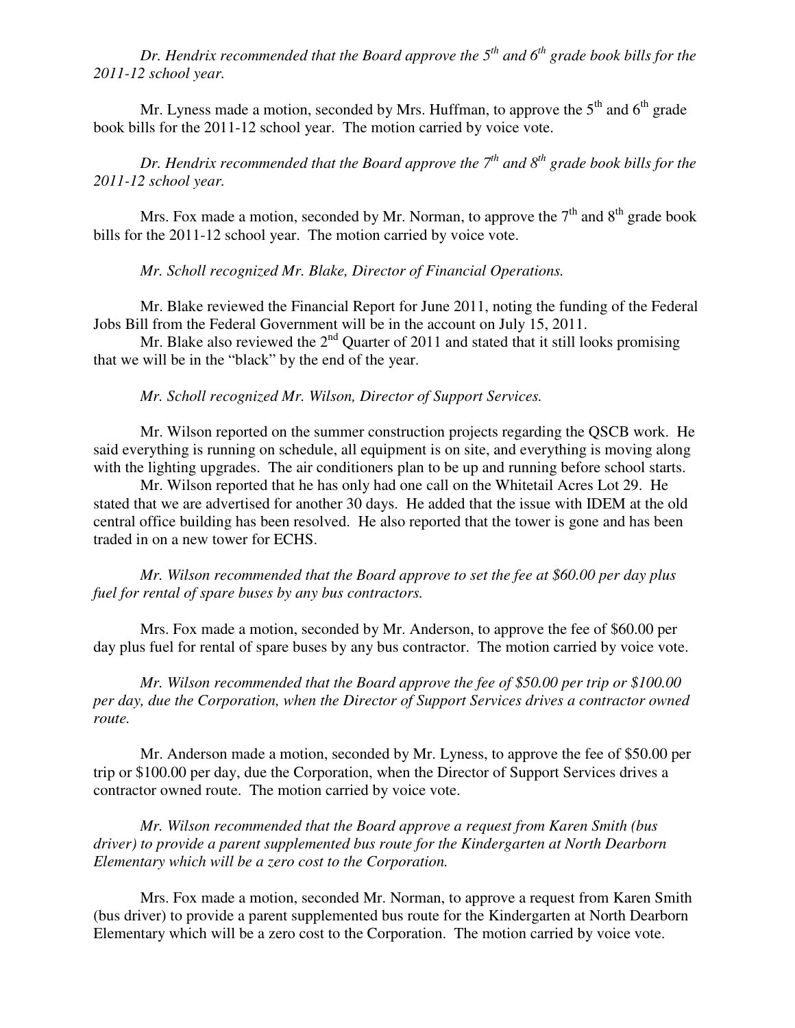*Dr. Hendrix recommended that the Board approve the 5th and 6th grade book bills for the 2011-12 school year.*

Mr. Lyness made a motion, seconded by Mrs. Huffman, to approve the 5th and 6th grade book bills for the 2011-12 school year. The motion carried by voice vote.

*Dr. Hendrix recommended that the Board approve the 7th and 8th grade book bills for the 2011-12 school year.*

Mrs. Fox made a motion, seconded by Mr. Norman, to approve the 7th and 8th grade book bills for the 2011-12 school year. The motion carried by voice vote.

*Mr. Scholl recognized Mr. Blake, Director of Financial Operations.*

Mr. Blake reviewed the Financial Report for June 2011, noting the funding of the Federal Jobs Bill from the Federal Government will be in the account on July 15, 2011.

Mr. Blake also reviewed the 2nd Quarter of 2011 and stated that it still looks promising that we will be in the "black" by the end of the year.

*Mr. Scholl recognized Mr. Wilson, Director of Support Services.*

Mr. Wilson reported on the summer construction projects regarding the QSCB work. He said everything is running on schedule, all equipment is on site, and everything is moving along with the lighting upgrades. The air conditioners plan to be up and running before school starts.

Mr. Wilson reported that he has only had one call on the Whitetail Acres Lot 29. He stated that we are advertised for another 30 days. He added that the issue with IDEM at the old central office building has been resolved. He also reported that the tower is gone and has been traded in on a new tower for ECHS.

*Mr. Wilson recommended that the Board approve to set the fee at $60.00 per day plus fuel for rental of spare buses by any bus contractors.*

Mrs. Fox made a motion, seconded by Mr. Anderson, to approve the fee of $60.00 per day plus fuel for rental of spare buses by any bus contractor. The motion carried by voice vote.

*Mr. Wilson recommended that the Board approve the fee of $50.00 per trip or $100.00 per day, due the Corporation, when the Director of Support Services drives a contractor owned route.*

Mr. Anderson made a motion, seconded by Mr. Lyness, to approve the fee of $50.00 per trip or $100.00 per day, due the Corporation, when the Director of Support Services drives a contractor owned route. The motion carried by voice vote.

*Mr. Wilson recommended that the Board approve a request from Karen Smith (bus driver) to provide a parent supplemented bus route for the Kindergarten at North Dearborn Elementary which will be a zero cost to the Corporation.*

Mrs. Fox made a motion, seconded Mr. Norman, to approve a request from Karen Smith (bus driver) to provide a parent supplemented bus route for the Kindergarten at North Dearborn Elementary which will be a zero cost to the Corporation. The motion carried by voice vote.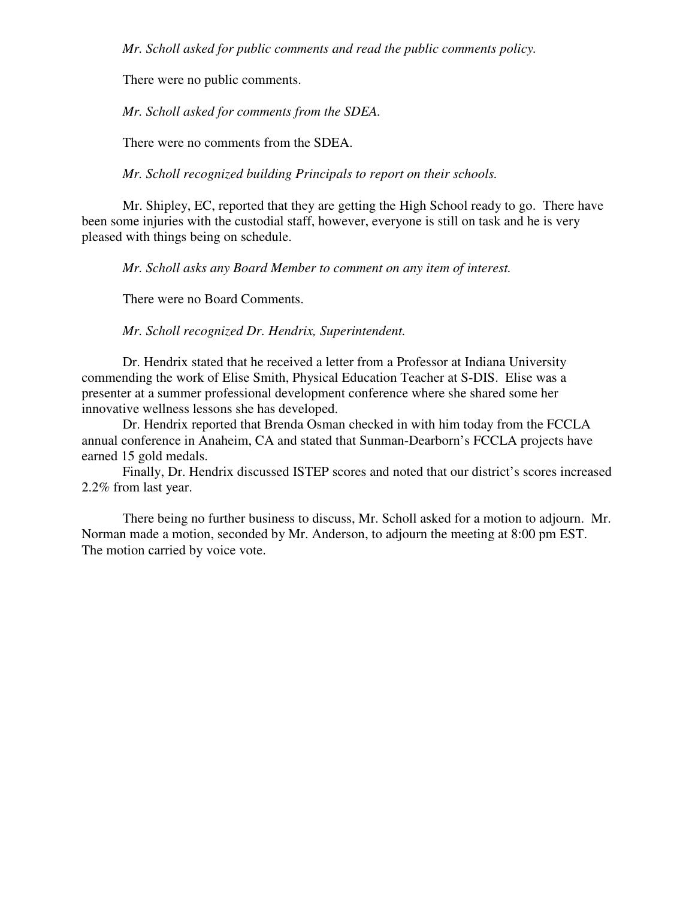*Mr. Scholl asked for public comments and read the public comments policy.*

There were no public comments.

*Mr. Scholl asked for comments from the SDEA.*

There were no comments from the SDEA.

*Mr. Scholl recognized building Principals to report on their schools.*

Mr. Shipley, EC, reported that they are getting the High School ready to go. There have been some injuries with the custodial staff, however, everyone is still on task and he is very pleased with things being on schedule.

*Mr. Scholl asks any Board Member to comment on any item of interest.*

There were no Board Comments.

*Mr. Scholl recognized Dr. Hendrix, Superintendent.*

Dr. Hendrix stated that he received a letter from a Professor at Indiana University commending the work of Elise Smith, Physical Education Teacher at S-DIS. Elise was a presenter at a summer professional development conference where she shared some her innovative wellness lessons she has developed.

Dr. Hendrix reported that Brenda Osman checked in with him today from the FCCLA annual conference in Anaheim, CA and stated that Sunman-Dearborn's FCCLA projects have earned 15 gold medals.

Finally, Dr. Hendrix discussed ISTEP scores and noted that our district's scores increased 2.2% from last year.

There being no further business to discuss, Mr. Scholl asked for a motion to adjourn. Mr. Norman made a motion, seconded by Mr. Anderson, to adjourn the meeting at 8:00 pm EST. The motion carried by voice vote.